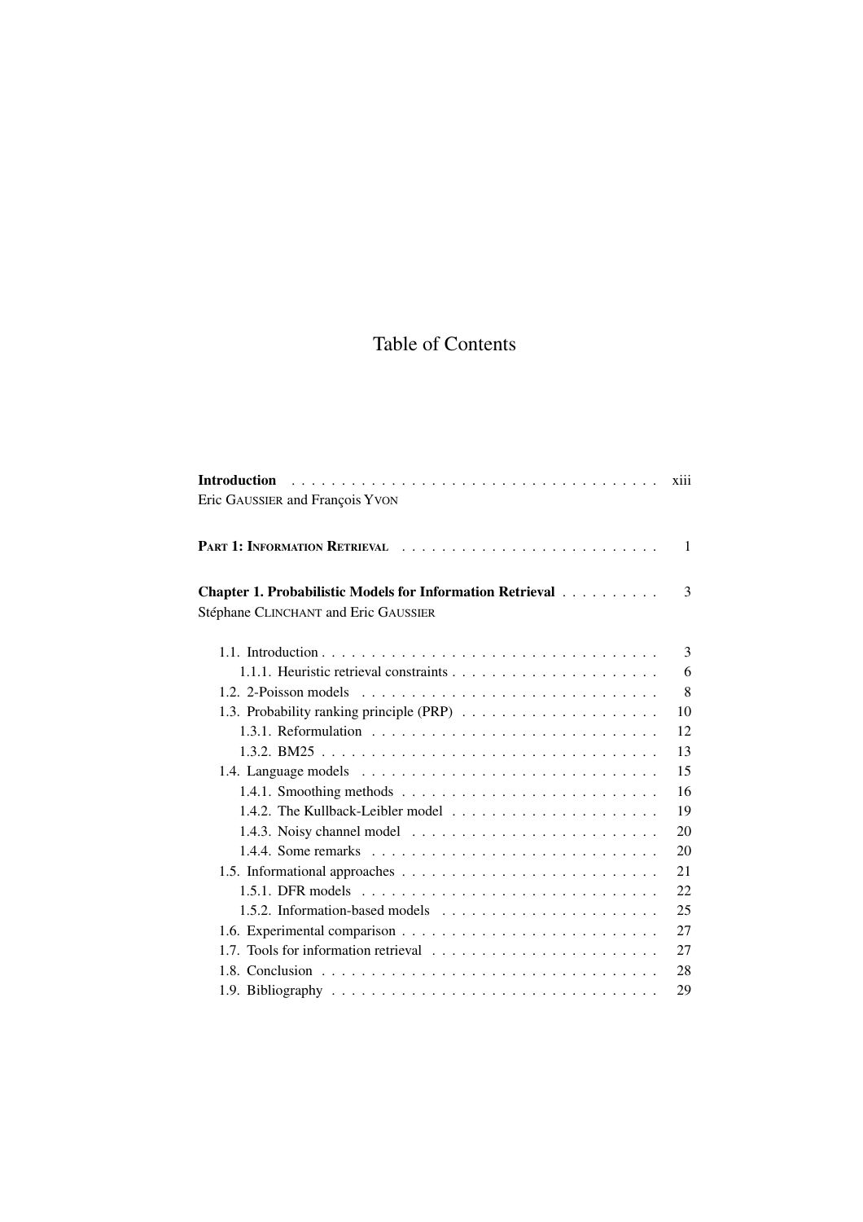# Table of Contents

**Introduction** . . . . . . . . . . . . . . . . . . . . . . . . . . . . . . . . . . . . . xiii
Eric GAUSSIER and François YVON

**PART 1: INFORMATION RETRIEVAL** . . . . . . . . . . . . . . . . . . . . . . . . . . 1

**Chapter 1. Probabilistic Models for Information Retrieval** . . . . . . . . . . 3
Stéphane CLINCHANT and Eric GAUSSIER

- 1.1. Introduction . . . . . . . . . . . . . . . . . . . . . . . . . . . . . . . . . . 3
  - 1.1.1. Heuristic retrieval constraints . . . . . . . . . . . . . . . . . . . . . 6
- 1.2. 2-Poisson models . . . . . . . . . . . . . . . . . . . . . . . . . . . . . . 8
- 1.3. Probability ranking principle (PRP) . . . . . . . . . . . . . . . . . . . . 10
  - 1.3.1. Reformulation . . . . . . . . . . . . . . . . . . . . . . . . . . . . . 12
  - 1.3.2. BM25 . . . . . . . . . . . . . . . . . . . . . . . . . . . . . . . . . . 13
- 1.4. Language models . . . . . . . . . . . . . . . . . . . . . . . . . . . . . . 15
  - 1.4.1. Smoothing methods . . . . . . . . . . . . . . . . . . . . . . . . . . 16
  - 1.4.2. The Kullback-Leibler model . . . . . . . . . . . . . . . . . . . . . . 19
  - 1.4.3. Noisy channel model . . . . . . . . . . . . . . . . . . . . . . . . . 20
  - 1.4.4. Some remarks . . . . . . . . . . . . . . . . . . . . . . . . . . . . . 20
- 1.5. Informational approaches . . . . . . . . . . . . . . . . . . . . . . . . . . 21
  - 1.5.1. DFR models . . . . . . . . . . . . . . . . . . . . . . . . . . . . . . 22
  - 1.5.2. Information-based models . . . . . . . . . . . . . . . . . . . . . . . 25
- 1.6. Experimental comparison . . . . . . . . . . . . . . . . . . . . . . . . . . 27
- 1.7. Tools for information retrieval . . . . . . . . . . . . . . . . . . . . . . . 27
- 1.8. Conclusion . . . . . . . . . . . . . . . . . . . . . . . . . . . . . . . . . . 28
- 1.9. Bibliography . . . . . . . . . . . . . . . . . . . . . . . . . . . . . . . . . 29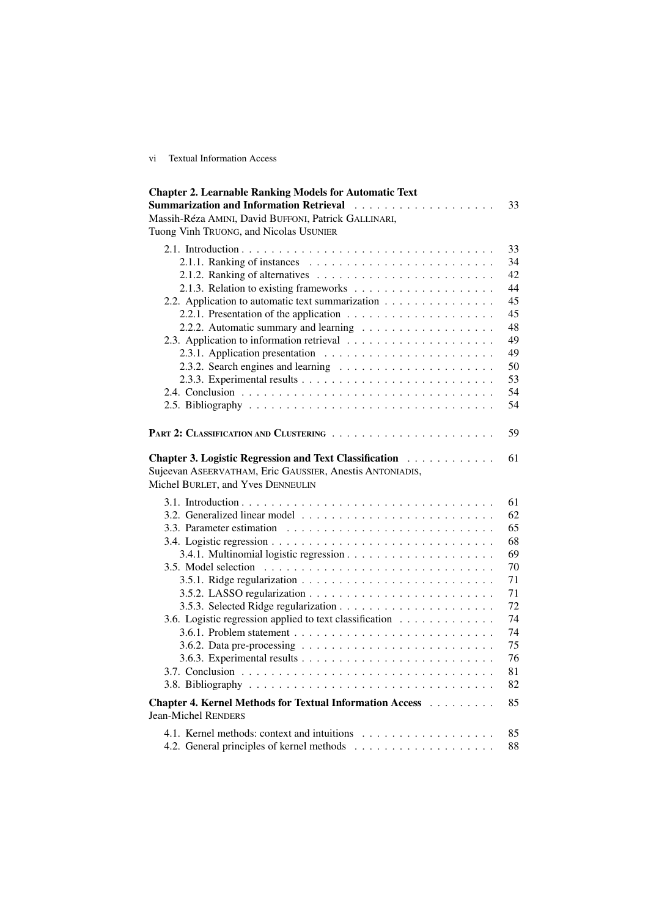**Chapter 2. Learnable Ranking Models for Automatic Text Summarization and Information Retrieval** . . . . . . . . . . . . . . . . . . . 33
Massih-Réza AMINI, David BUFFONI, Patrick GALLINARI, Tuong Vinh TRUONG, and Nicolas USUNIER

- 2.1. Introduction . . . . . . . . . . . . . . . . . . . . . . . . . . . . . . . . . . 33
  - 2.1.1. Ranking of instances . . . . . . . . . . . . . . . . . . . . . . . . 34
  - 2.1.2. Ranking of alternatives . . . . . . . . . . . . . . . . . . . . . . . 42
  - 2.1.3. Relation to existing frameworks . . . . . . . . . . . . . . . . . . 44
- 2.2. Application to automatic text summarization . . . . . . . . . . . . . . 45
  - 2.2.1. Presentation of the application . . . . . . . . . . . . . . . . . . . 45
  - 2.2.2. Automatic summary and learning . . . . . . . . . . . . . . . . . 48
- 2.3. Application to information retrieval . . . . . . . . . . . . . . . . . . . 49
  - 2.3.1. Application presentation . . . . . . . . . . . . . . . . . . . . . . 49
  - 2.3.2. Search engines and learning . . . . . . . . . . . . . . . . . . . . 50
  - 2.3.3. Experimental results . . . . . . . . . . . . . . . . . . . . . . . . . 53
- 2.4. Conclusion . . . . . . . . . . . . . . . . . . . . . . . . . . . . . . . . . . 54
- 2.5. Bibliography . . . . . . . . . . . . . . . . . . . . . . . . . . . . . . . . 54

**PART 2: CLASSIFICATION AND CLUSTERING** . . . . . . . . . . . . . . . . . . . . . 59

**Chapter 3. Logistic Regression and Text Classification** . . . . . . . . . . . 61
Sujeevan ASEERVATHAM, Eric GAUSSIER, Anestis ANTONIADIS, Michel BURLET, and Yves DENNEULIN

- 3.1. Introduction . . . . . . . . . . . . . . . . . . . . . . . . . . . . . . . . . . 61
- 3.2. Generalized linear model . . . . . . . . . . . . . . . . . . . . . . . . . . 62
- 3.3. Parameter estimation . . . . . . . . . . . . . . . . . . . . . . . . . . . . 65
- 3.4. Logistic regression . . . . . . . . . . . . . . . . . . . . . . . . . . . . . . 68
  - 3.4.1. Multinomial logistic regression . . . . . . . . . . . . . . . . . . . 69
- 3.5. Model selection . . . . . . . . . . . . . . . . . . . . . . . . . . . . . . . 70
  - 3.5.1. Ridge regularization . . . . . . . . . . . . . . . . . . . . . . . . . 71
  - 3.5.2. LASSO regularization . . . . . . . . . . . . . . . . . . . . . . . . 71
  - 3.5.3. Selected Ridge regularization . . . . . . . . . . . . . . . . . . . . 72
- 3.6. Logistic regression applied to text classification . . . . . . . . . . . . 74
  - 3.6.1. Problem statement . . . . . . . . . . . . . . . . . . . . . . . . . . 74
  - 3.6.2. Data pre-processing . . . . . . . . . . . . . . . . . . . . . . . . . 75
  - 3.6.3. Experimental results . . . . . . . . . . . . . . . . . . . . . . . . . 76
- 3.7. Conclusion . . . . . . . . . . . . . . . . . . . . . . . . . . . . . . . . . . 81
- 3.8. Bibliography . . . . . . . . . . . . . . . . . . . . . . . . . . . . . . . . 82

**Chapter 4. Kernel Methods for Textual Information Access** . . . . . . . . . 85
Jean-Michel RENDERS

- 4.1. Kernel methods: context and intuitions . . . . . . . . . . . . . . . . . . 85
- 4.2. General principles of kernel methods . . . . . . . . . . . . . . . . . . . 88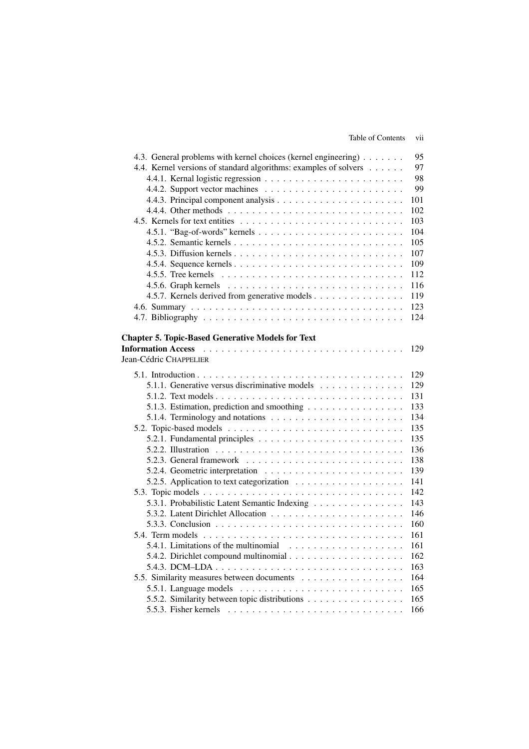4.3. General problems with kernel choices (kernel engineering) . . . . . . . 95
4.4. Kernel versions of standard algorithms: examples of solvers . . . . . . 97
4.4.1. Kernal logistic regression . . . . . . . . . . . . . . . . . . . . . . . 98
4.4.2. Support vector machines . . . . . . . . . . . . . . . . . . . . . . . 99
4.4.3. Principal component analysis . . . . . . . . . . . . . . . . . . . . . 101
4.4.4. Other methods . . . . . . . . . . . . . . . . . . . . . . . . . . . . 102
4.5. Kernels for text entities . . . . . . . . . . . . . . . . . . . . . . . . . . 103
4.5.1. "Bag-of-words" kernels . . . . . . . . . . . . . . . . . . . . . . . . 104
4.5.2. Semantic kernels . . . . . . . . . . . . . . . . . . . . . . . . . . . . 105
4.5.3. Diffusion kernels . . . . . . . . . . . . . . . . . . . . . . . . . . . . 107
4.5.4. Sequence kernels . . . . . . . . . . . . . . . . . . . . . . . . . . . . 109
4.5.5. Tree kernels . . . . . . . . . . . . . . . . . . . . . . . . . . . . . . 112
4.5.6. Graph kernels . . . . . . . . . . . . . . . . . . . . . . . . . . . . . 116
4.5.7. Kernels derived from generative models . . . . . . . . . . . . . . . 119
4.6. Summary . . . . . . . . . . . . . . . . . . . . . . . . . . . . . . . . . . 123
4.7. Bibliography . . . . . . . . . . . . . . . . . . . . . . . . . . . . . . . . 124

**Chapter 5. Topic-Based Generative Models for Text Information Access** . . . . . . . . . . . . . . . . . . . . . . . . . . . . . . . . 129
Jean-Cédric CHAPPELIER

5.1. Introduction . . . . . . . . . . . . . . . . . . . . . . . . . . . . . . . . . 129
5.1.1. Generative versus discriminative models . . . . . . . . . . . . . . 129
5.1.2. Text models . . . . . . . . . . . . . . . . . . . . . . . . . . . . . . 131
5.1.3. Estimation, prediction and smoothing . . . . . . . . . . . . . . . . 133
5.1.4. Terminology and notations . . . . . . . . . . . . . . . . . . . . . . 134
5.2. Topic-based models . . . . . . . . . . . . . . . . . . . . . . . . . . . . . 135
5.2.1. Fundamental principles . . . . . . . . . . . . . . . . . . . . . . . . 135
5.2.2. Illustration . . . . . . . . . . . . . . . . . . . . . . . . . . . . . . . 136
5.2.3. General framework . . . . . . . . . . . . . . . . . . . . . . . . . . 138
5.2.4. Geometric interpretation . . . . . . . . . . . . . . . . . . . . . . . 139
5.2.5. Application to text categorization . . . . . . . . . . . . . . . . . . 141
5.3. Topic models . . . . . . . . . . . . . . . . . . . . . . . . . . . . . . . . 142
5.3.1. Probabilistic Latent Semantic Indexing . . . . . . . . . . . . . . . 143
5.3.2. Latent Dirichlet Allocation . . . . . . . . . . . . . . . . . . . . . . 146
5.3.3. Conclusion . . . . . . . . . . . . . . . . . . . . . . . . . . . . . . . 160
5.4. Term models . . . . . . . . . . . . . . . . . . . . . . . . . . . . . . . . . 161
5.4.1. Limitations of the multinomial . . . . . . . . . . . . . . . . . . . . 161
5.4.2. Dirichlet compound multinomial . . . . . . . . . . . . . . . . . . . 162
5.4.3. DCM–LDA . . . . . . . . . . . . . . . . . . . . . . . . . . . . . . . 163
5.5. Similarity measures between documents . . . . . . . . . . . . . . . . . 164
5.5.1. Language models . . . . . . . . . . . . . . . . . . . . . . . . . . . 165
5.5.2. Similarity between topic distributions . . . . . . . . . . . . . . . . 165
5.5.3. Fisher kernels . . . . . . . . . . . . . . . . . . . . . . . . . . . . . 166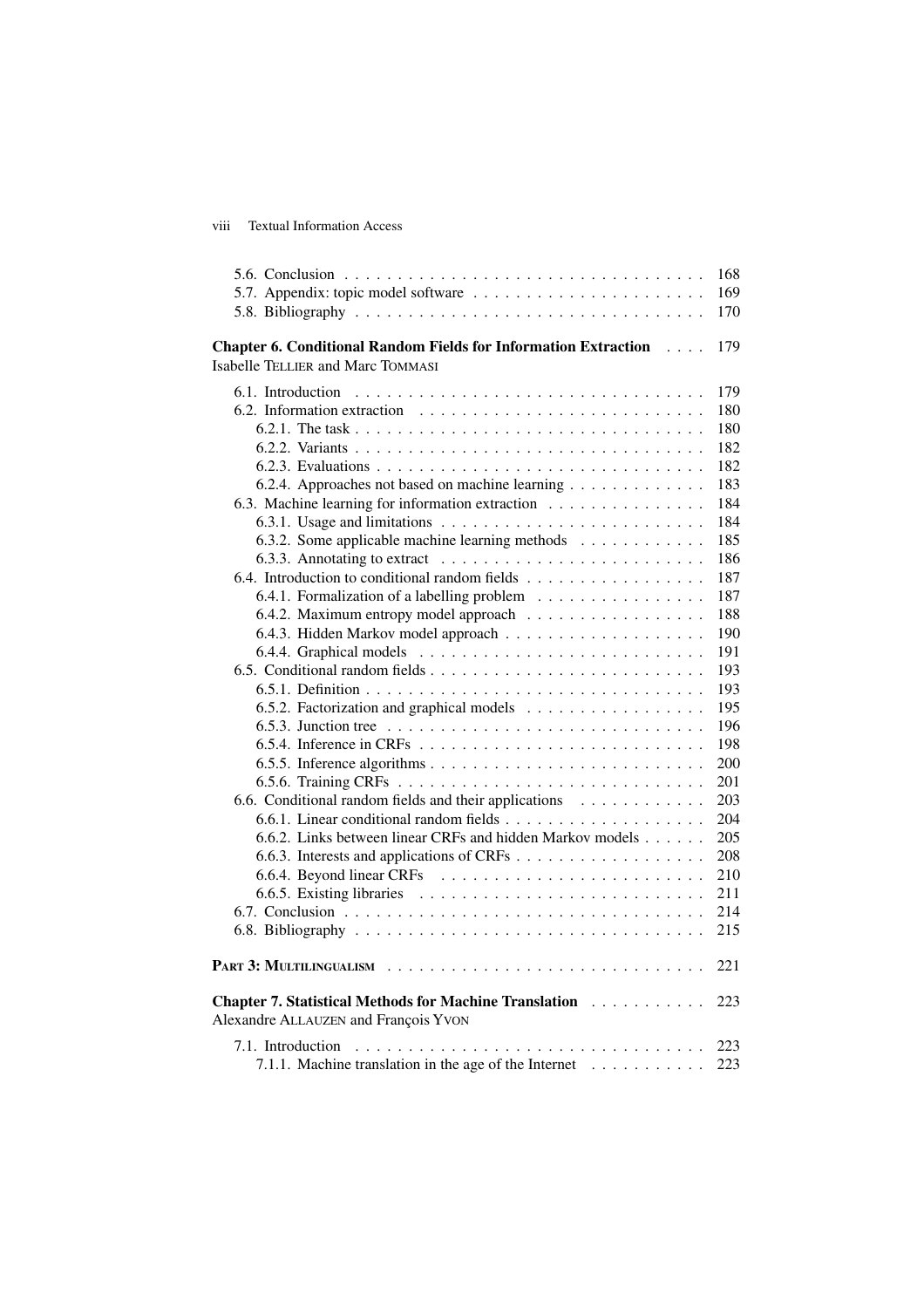5.6. Conclusion . . . . . . . . . . . . . . . . . . . . . . . . . . . . . . . . . . 168
5.7. Appendix: topic model software . . . . . . . . . . . . . . . . . . . . . . 169
5.8. Bibliography . . . . . . . . . . . . . . . . . . . . . . . . . . . . . . . . 170

**Chapter 6. Conditional Random Fields for Information Extraction** . . . . 179
Isabelle TELLIER and Marc TOMMASI

6.1. Introduction . . . . . . . . . . . . . . . . . . . . . . . . . . . . . . . . . 179
6.2. Information extraction . . . . . . . . . . . . . . . . . . . . . . . . . . . 180
6.2.1. The task . . . . . . . . . . . . . . . . . . . . . . . . . . . . . . . . . 180
6.2.2. Variants . . . . . . . . . . . . . . . . . . . . . . . . . . . . . . . . . 182
6.2.3. Evaluations . . . . . . . . . . . . . . . . . . . . . . . . . . . . . . . 182
6.2.4. Approaches not based on machine learning . . . . . . . . . . . . . 183
6.3. Machine learning for information extraction . . . . . . . . . . . . . . . 184
6.3.1. Usage and limitations . . . . . . . . . . . . . . . . . . . . . . . . . 184
6.3.2. Some applicable machine learning methods . . . . . . . . . . . . 185
6.3.3. Annotating to extract . . . . . . . . . . . . . . . . . . . . . . . . . 186
6.4. Introduction to conditional random fields . . . . . . . . . . . . . . . . 187
6.4.1. Formalization of a labelling problem . . . . . . . . . . . . . . . . 187
6.4.2. Maximum entropy model approach . . . . . . . . . . . . . . . . . 188
6.4.3. Hidden Markov model approach . . . . . . . . . . . . . . . . . . . 190
6.4.4. Graphical models . . . . . . . . . . . . . . . . . . . . . . . . . . . 191
6.5. Conditional random fields . . . . . . . . . . . . . . . . . . . . . . . . . 193
6.5.1. Definition . . . . . . . . . . . . . . . . . . . . . . . . . . . . . . . . 193
6.5.2. Factorization and graphical models . . . . . . . . . . . . . . . . . 195
6.5.3. Junction tree . . . . . . . . . . . . . . . . . . . . . . . . . . . . . . 196
6.5.4. Inference in CRFs . . . . . . . . . . . . . . . . . . . . . . . . . . . 198
6.5.5. Inference algorithms . . . . . . . . . . . . . . . . . . . . . . . . . . 200
6.5.6. Training CRFs . . . . . . . . . . . . . . . . . . . . . . . . . . . . . 201
6.6. Conditional random fields and their applications . . . . . . . . . . . . 203
6.6.1. Linear conditional random fields . . . . . . . . . . . . . . . . . . . 204
6.6.2. Links between linear CRFs and hidden Markov models . . . . . . 205
6.6.3. Interests and applications of CRFs . . . . . . . . . . . . . . . . . . 208
6.6.4. Beyond linear CRFs . . . . . . . . . . . . . . . . . . . . . . . . . . 210
6.6.5. Existing libraries . . . . . . . . . . . . . . . . . . . . . . . . . . . . 211
6.7. Conclusion . . . . . . . . . . . . . . . . . . . . . . . . . . . . . . . . . . 214
6.8. Bibliography . . . . . . . . . . . . . . . . . . . . . . . . . . . . . . . . 215

**PART 3: MULTILINGUALISM** . . . . . . . . . . . . . . . . . . . . . . . . . . . . 221

**Chapter 7. Statistical Methods for Machine Translation** . . . . . . . . . . 223
Alexandre ALLAUZEN and François YVON

7.1. Introduction . . . . . . . . . . . . . . . . . . . . . . . . . . . . . . . . . 223
7.1.1. Machine translation in the age of the Internet . . . . . . . . . . . 223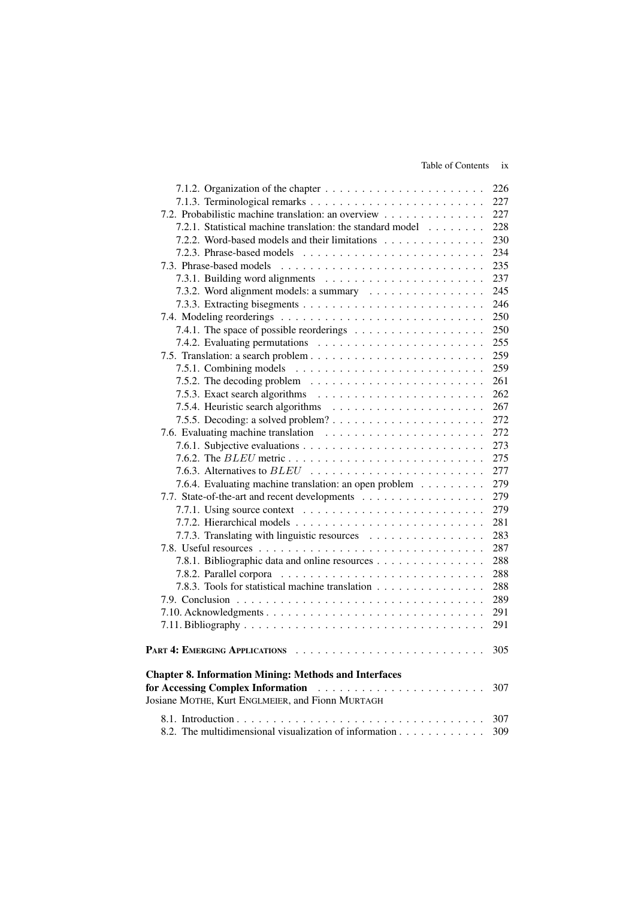7.1.2. Organization of the chapter . . . . . . . . . . . . . . . . . . . . . . 226
7.1.3. Terminological remarks . . . . . . . . . . . . . . . . . . . . . . . . 227
7.2. Probabilistic machine translation: an overview . . . . . . . . . . . . . 227
7.2.1. Statistical machine translation: the standard model . . . . . . . . 228
7.2.2. Word-based models and their limitations . . . . . . . . . . . . . 230
7.2.3. Phrase-based models . . . . . . . . . . . . . . . . . . . . . . . . . 234
7.3. Phrase-based models . . . . . . . . . . . . . . . . . . . . . . . . . . . 235
7.3.1. Building word alignments . . . . . . . . . . . . . . . . . . . . . . 237
7.3.2. Word alignment models: a summary . . . . . . . . . . . . . . . . 245
7.3.3. Extracting bisegments . . . . . . . . . . . . . . . . . . . . . . . . 246
7.4. Modeling reorderings . . . . . . . . . . . . . . . . . . . . . . . . . . . 250
7.4.1. The space of possible reorderings . . . . . . . . . . . . . . . . . . 250
7.4.2. Evaluating permutations . . . . . . . . . . . . . . . . . . . . . . . 255
7.5. Translation: a search problem . . . . . . . . . . . . . . . . . . . . . . . 259
7.5.1. Combining models . . . . . . . . . . . . . . . . . . . . . . . . . . 259
7.5.2. The decoding problem . . . . . . . . . . . . . . . . . . . . . . . . 261
7.5.3. Exact search algorithms . . . . . . . . . . . . . . . . . . . . . . . 262
7.5.4. Heuristic search algorithms . . . . . . . . . . . . . . . . . . . . . 267
7.5.5. Decoding: a solved problem? . . . . . . . . . . . . . . . . . . . . . 272
7.6. Evaluating machine translation . . . . . . . . . . . . . . . . . . . . . . 272
7.6.1. Subjective evaluations . . . . . . . . . . . . . . . . . . . . . . . . 273
7.6.2. The $BLEU$ metric . . . . . . . . . . . . . . . . . . . . . . . . . . 275
7.6.3. Alternatives to $BLEU$ . . . . . . . . . . . . . . . . . . . . . . . . 277
7.6.4. Evaluating machine translation: an open problem . . . . . . . . . 279
7.7. State-of-the-art and recent developments . . . . . . . . . . . . . . . . 279
7.7.1. Using source context . . . . . . . . . . . . . . . . . . . . . . . . . 279
7.7.2. Hierarchical models . . . . . . . . . . . . . . . . . . . . . . . . . . 281
7.7.3. Translating with linguistic resources . . . . . . . . . . . . . . . . 283
7.8. Useful resources . . . . . . . . . . . . . . . . . . . . . . . . . . . . . . 287
7.8.1. Bibliographic data and online resources . . . . . . . . . . . . . . . 288
7.8.2. Parallel corpora . . . . . . . . . . . . . . . . . . . . . . . . . . . . 288
7.8.3. Tools for statistical machine translation . . . . . . . . . . . . . . . 288
7.9. Conclusion . . . . . . . . . . . . . . . . . . . . . . . . . . . . . . . . . 289
7.10. Acknowledgments . . . . . . . . . . . . . . . . . . . . . . . . . . . . . 291
7.11. Bibliography . . . . . . . . . . . . . . . . . . . . . . . . . . . . . . . . 291

**PART 4: EMERGING APPLICATIONS** . . . . . . . . . . . . . . . . . . . . . . . . . 305

**Chapter 8. Information Mining: Methods and Interfaces for Accessing Complex Information** . . . . . . . . . . . . . . . . . . . . . . . 307
Josiane MOTHE, Kurt ENGLMEIER, and Fionn MURTAGH

8.1. Introduction . . . . . . . . . . . . . . . . . . . . . . . . . . . . . . . . . 307
8.2. The multidimensional visualization of information . . . . . . . . . . . 309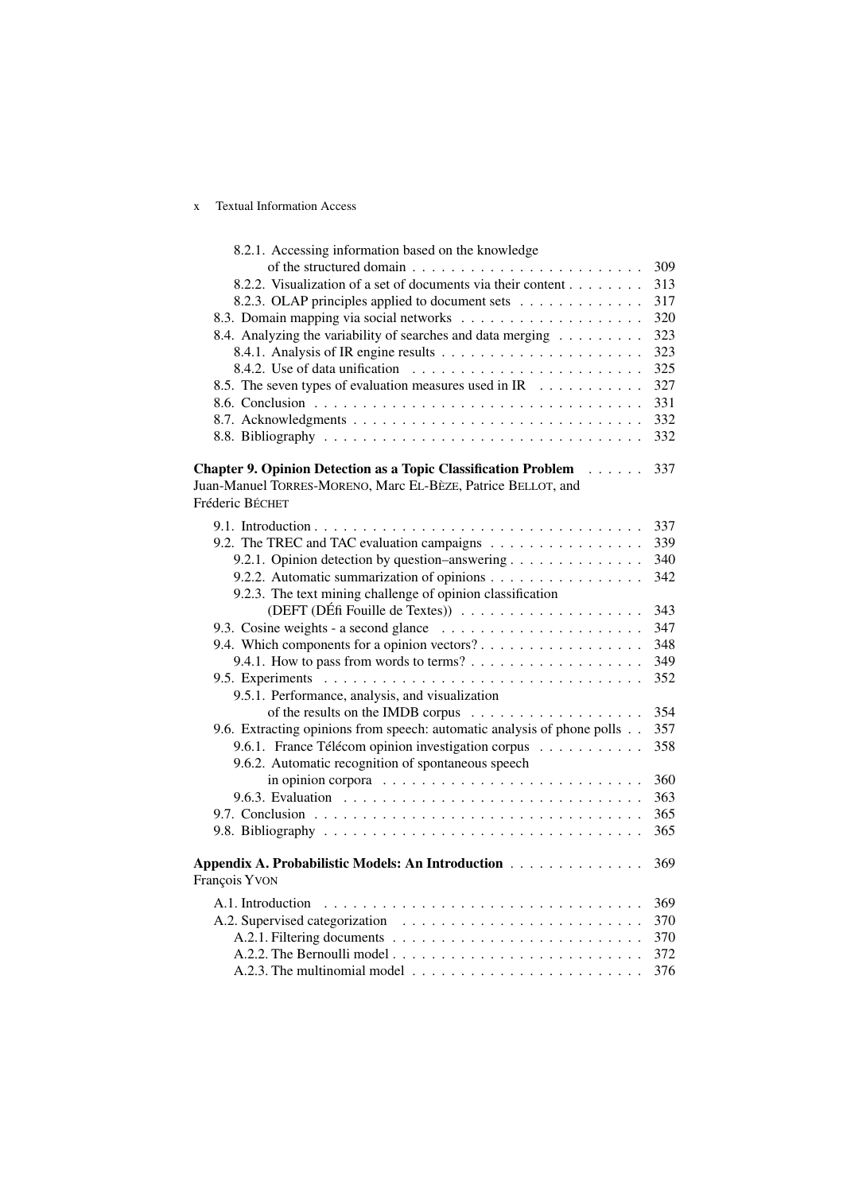8.2.1. Accessing information based on the knowledge of the structured domain . . . 309
8.2.2. Visualization of a set of documents via their content . . . 313
8.2.3. OLAP principles applied to document sets . . . 317
8.3. Domain mapping via social networks . . . 320
8.4. Analyzing the variability of searches and data merging . . . 323
8.4.1. Analysis of IR engine results . . . 323
8.4.2. Use of data unification . . . 325
8.5. The seven types of evaluation measures used in IR . . . 327
8.6. Conclusion . . . 331
8.7. Acknowledgments . . . 332
8.8. Bibliography . . . 332

**Chapter 9. Opinion Detection as a Topic Classification Problem** . . . 337
Juan-Manuel TORRES-MORENO, Marc EL-BÈZE, Patrice BELLOT, and Fréderic BÉCHET

9.1. Introduction . . . 337
9.2. The TREC and TAC evaluation campaigns . . . 339
9.2.1. Opinion detection by question–answering . . . 340
9.2.2. Automatic summarization of opinions . . . 342
9.2.3. The text mining challenge of opinion classification (DEFT (DÉfi Fouille de Textes)) . . . 343
9.3. Cosine weights - a second glance . . . 347
9.4. Which components for a opinion vectors? . . . 348
9.4.1. How to pass from words to terms? . . . 349
9.5. Experiments . . . 352
9.5.1. Performance, analysis, and visualization of the results on the IMDB corpus . . . 354
9.6. Extracting opinions from speech: automatic analysis of phone polls . . . 357
9.6.1. France Télécom opinion investigation corpus . . . 358
9.6.2. Automatic recognition of spontaneous speech in opinion corpora . . . 360
9.6.3. Evaluation . . . 363
9.7. Conclusion . . . 365
9.8. Bibliography . . . 365

**Appendix A. Probabilistic Models: An Introduction** . . . 369
François YVON

A.1. Introduction . . . 369
A.2. Supervised categorization . . . 370
A.2.1. Filtering documents . . . 370
A.2.2. The Bernoulli model . . . 372
A.2.3. The multinomial model . . . 376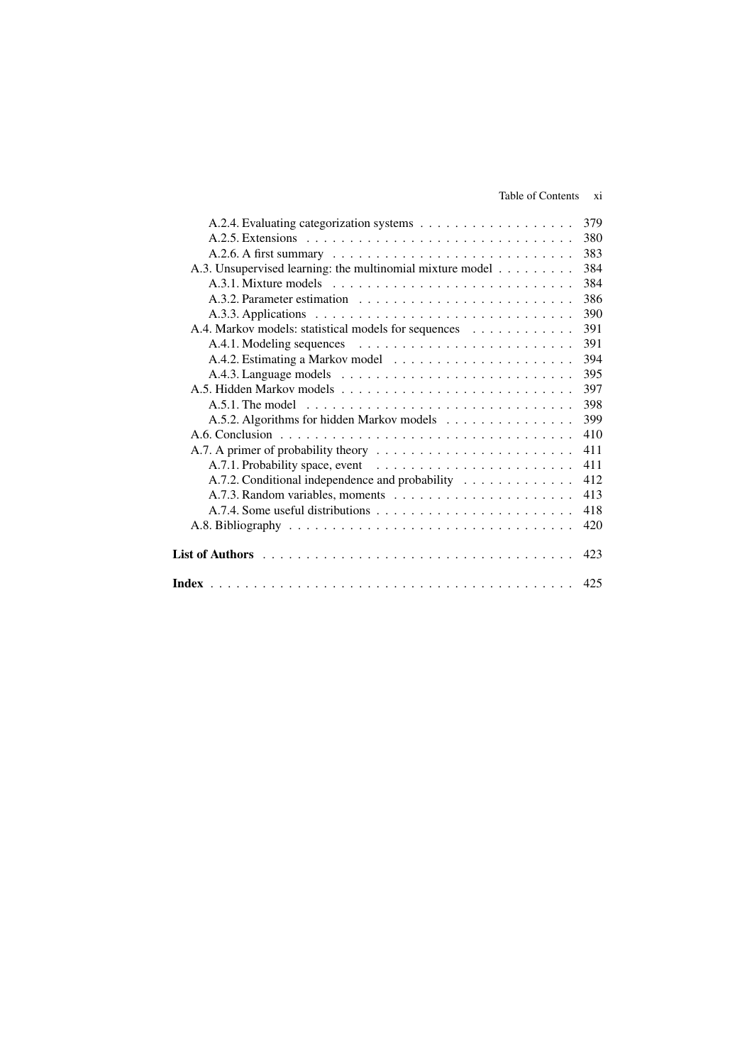A.2.4. Evaluating categorization systems . . . . . . . . . . . . . . . . . . 379
A.2.5. Extensions . . . . . . . . . . . . . . . . . . . . . . . . . . . . . . . 380
A.2.6. A first summary . . . . . . . . . . . . . . . . . . . . . . . . . . . . 383
A.3. Unsupervised learning: the multinomial mixture model . . . . . . . . . 384
A.3.1. Mixture models . . . . . . . . . . . . . . . . . . . . . . . . . . . . 384
A.3.2. Parameter estimation . . . . . . . . . . . . . . . . . . . . . . . . . 386
A.3.3. Applications . . . . . . . . . . . . . . . . . . . . . . . . . . . . . . 390
A.4. Markov models: statistical models for sequences . . . . . . . . . . . . 391
A.4.1. Modeling sequences . . . . . . . . . . . . . . . . . . . . . . . . . . 391
A.4.2. Estimating a Markov model . . . . . . . . . . . . . . . . . . . . . . 394
A.4.3. Language models . . . . . . . . . . . . . . . . . . . . . . . . . . . 395
A.5. Hidden Markov models . . . . . . . . . . . . . . . . . . . . . . . . . . 397
A.5.1. The model . . . . . . . . . . . . . . . . . . . . . . . . . . . . . . . 398
A.5.2. Algorithms for hidden Markov models . . . . . . . . . . . . . . . . 399
A.6. Conclusion . . . . . . . . . . . . . . . . . . . . . . . . . . . . . . . . . 410
A.7. A primer of probability theory . . . . . . . . . . . . . . . . . . . . . . 411
A.7.1. Probability space, event . . . . . . . . . . . . . . . . . . . . . . . . 411
A.7.2. Conditional independence and probability . . . . . . . . . . . . . . 412
A.7.3. Random variables, moments . . . . . . . . . . . . . . . . . . . . . 413
A.7.4. Some useful distributions . . . . . . . . . . . . . . . . . . . . . . . 418
A.8. Bibliography . . . . . . . . . . . . . . . . . . . . . . . . . . . . . . . . 420

**List of Authors** . . . . . . . . . . . . . . . . . . . . . . . . . . . . . . . . . . 423

**Index** . . . . . . . . . . . . . . . . . . . . . . . . . . . . . . . . . . . . . . . 425